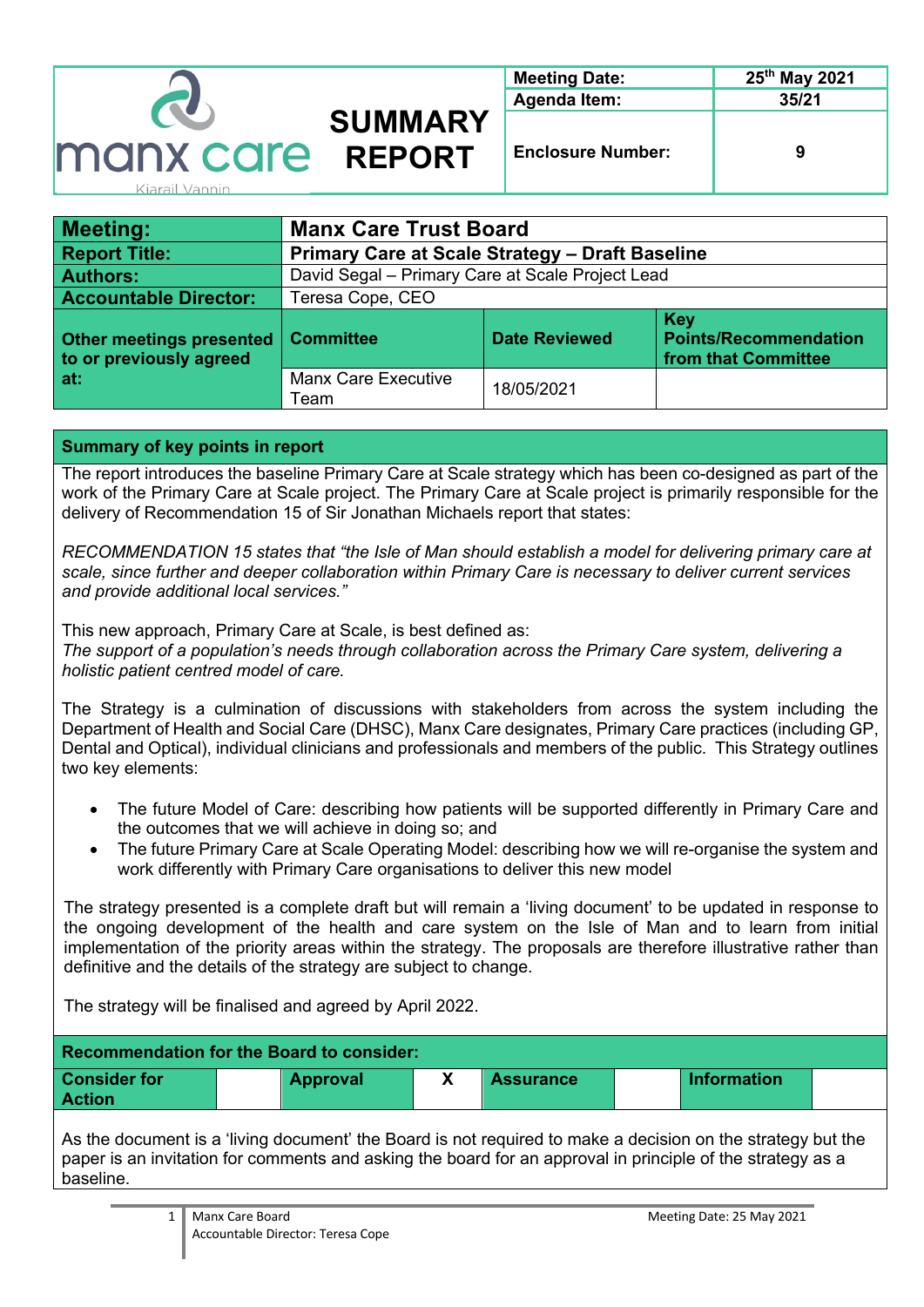| manx care Kiarail Vannin | SUMMARY REPORT | Meeting Date: | 25th May 2021 |
| --- | --- | --- | --- |
| | | Agenda Item: | 35/21 |
| | | Enclosure Number: | 9 |

| Meeting: | Manx Care Trust Board | | |
| --- | --- | --- | --- |
| Report Title: | Primary Care at Scale Strategy – Draft Baseline | | |
| Authors: | David Segal – Primary Care at Scale Project Lead | | |
| Accountable Director: | Teresa Cope, CEO | | |
| Other meetings presented to or previously agreed at: | Committee | Date Reviewed | Key Points/Recommendation from that Committee |
| | Manx Care Executive Team | 18/05/2021 | |

## Summary of key points in report

The report introduces the baseline Primary Care at Scale strategy which has been co-designed as part of the work of the Primary Care at Scale project. The Primary Care at Scale project is primarily responsible for the delivery of Recommendation 15 of Sir Jonathan Michaels report that states:

*RECOMMENDATION 15 states that "the Isle of Man should establish a model for delivering primary care at scale, since further and deeper collaboration within Primary Care is necessary to deliver current services and provide additional local services."*

This new approach, Primary Care at Scale, is best defined as:
*The support of a population's needs through collaboration across the Primary Care system, delivering a holistic patient centred model of care.*

The Strategy is a culmination of discussions with stakeholders from across the system including the Department of Health and Social Care (DHSC), Manx Care designates, Primary Care practices (including GP, Dental and Optical), individual clinicians and professionals and members of the public. This Strategy outlines two key elements:

- The future Model of Care: describing how patients will be supported differently in Primary Care and the outcomes that we will achieve in doing so; and
- The future Primary Care at Scale Operating Model: describing how we will re-organise the system and work differently with Primary Care organisations to deliver this new model

The strategy presented is a complete draft but will remain a 'living document' to be updated in response to the ongoing development of the health and care system on the Isle of Man and to learn from initial implementation of the priority areas within the strategy. The proposals are therefore illustrative rather than definitive and the details of the strategy are subject to change.

The strategy will be finalised and agreed by April 2022.

## Recommendation for the Board to consider:

| Consider for Action | | Approval | X | Assurance | | Information | |
| --- | --- | --- | --- | --- | --- | --- | --- |

As the document is a 'living document' the Board is not required to make a decision on the strategy but the paper is an invitation for comments and asking the board for an approval in principle of the strategy as a baseline.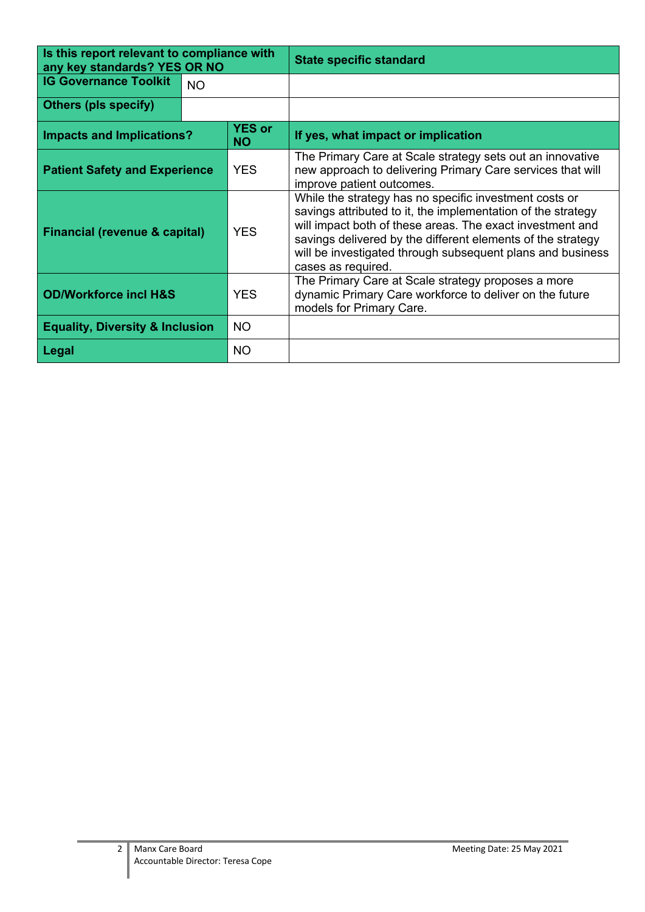| Is this report relevant to compliance with any key standards? YES OR NO | | | State specific standard |
|---|---|---|---|
| **IG Governance Toolkit** | NO | | |
| **Others (pls specify)** | | | |
| **Impacts and Implications?** | | **YES or NO** | **If yes, what impact or implication** |
| **Patient Safety and Experience** | | YES | The Primary Care at Scale strategy sets out an innovative new approach to delivering Primary Care services that will improve patient outcomes. |
| **Financial (revenue & capital)** | | YES | While the strategy has no specific investment costs or savings attributed to it, the implementation of the strategy will impact both of these areas. The exact investment and savings delivered by the different elements of the strategy will be investigated through subsequent plans and business cases as required. |
| **OD/Workforce incl H&S** | | YES | The Primary Care at Scale strategy proposes a more dynamic Primary Care workforce to deliver on the future models for Primary Care. |
| **Equality, Diversity & Inclusion** | | NO | |
| **Legal** | | NO | |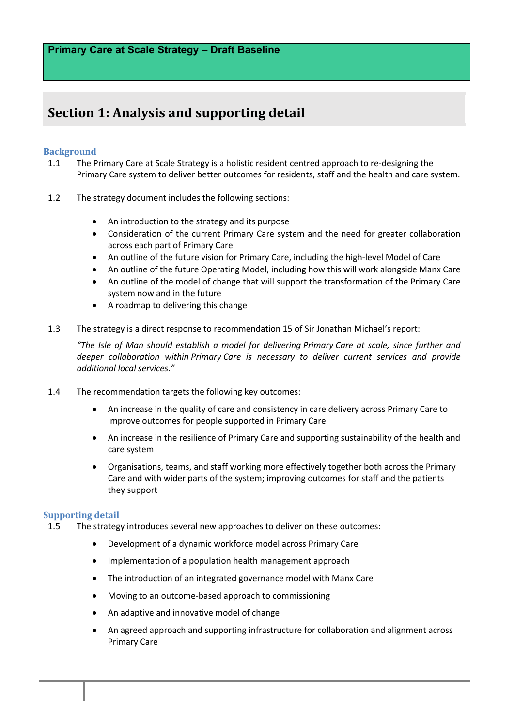**Primary Care at Scale Strategy – Draft Baseline**

# Section 1: Analysis and supporting detail

## Background

1.1 The Primary Care at Scale Strategy is a holistic resident centred approach to re-designing the Primary Care system to deliver better outcomes for residents, staff and the health and care system.

1.2 The strategy document includes the following sections:

- An introduction to the strategy and its purpose
- Consideration of the current Primary Care system and the need for greater collaboration across each part of Primary Care
- An outline of the future vision for Primary Care, including the high-level Model of Care
- An outline of the future Operating Model, including how this will work alongside Manx Care
- An outline of the model of change that will support the transformation of the Primary Care system now and in the future
- A roadmap to delivering this change

1.3 The strategy is a direct response to recommendation 15 of Sir Jonathan Michael's report:

*"The Isle of Man should establish a model for delivering Primary Care at scale, since further and deeper collaboration within Primary Care is necessary to deliver current services and provide additional local services."*

1.4 The recommendation targets the following key outcomes:

- An increase in the quality of care and consistency in care delivery across Primary Care to improve outcomes for people supported in Primary Care
- An increase in the resilience of Primary Care and supporting sustainability of the health and care system
- Organisations, teams, and staff working more effectively together both across the Primary Care and with wider parts of the system; improving outcomes for staff and the patients they support

## Supporting detail

1.5 The strategy introduces several new approaches to deliver on these outcomes:

- Development of a dynamic workforce model across Primary Care
- Implementation of a population health management approach
- The introduction of an integrated governance model with Manx Care
- Moving to an outcome-based approach to commissioning
- An adaptive and innovative model of change
- An agreed approach and supporting infrastructure for collaboration and alignment across Primary Care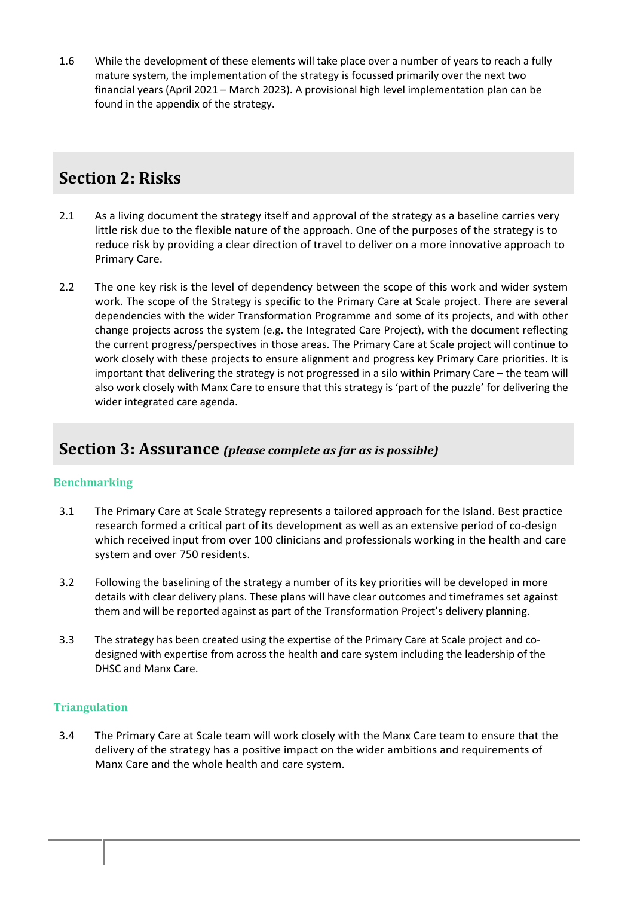1.6 While the development of these elements will take place over a number of years to reach a fully mature system, the implementation of the strategy is focussed primarily over the next two financial years (April 2021 – March 2023). A provisional high level implementation plan can be found in the appendix of the strategy.

## Section 2: Risks

2.1 As a living document the strategy itself and approval of the strategy as a baseline carries very little risk due to the flexible nature of the approach. One of the purposes of the strategy is to reduce risk by providing a clear direction of travel to deliver on a more innovative approach to Primary Care.

2.2 The one key risk is the level of dependency between the scope of this work and wider system work. The scope of the Strategy is specific to the Primary Care at Scale project. There are several dependencies with the wider Transformation Programme and some of its projects, and with other change projects across the system (e.g. the Integrated Care Project), with the document reflecting the current progress/perspectives in those areas. The Primary Care at Scale project will continue to work closely with these projects to ensure alignment and progress key Primary Care priorities. It is important that delivering the strategy is not progressed in a silo within Primary Care – the team will also work closely with Manx Care to ensure that this strategy is 'part of the puzzle' for delivering the wider integrated care agenda.

## Section 3: Assurance *(please complete as far as is possible)*

### Benchmarking

3.1 The Primary Care at Scale Strategy represents a tailored approach for the Island. Best practice research formed a critical part of its development as well as an extensive period of co-design which received input from over 100 clinicians and professionals working in the health and care system and over 750 residents.

3.2 Following the baselining of the strategy a number of its key priorities will be developed in more details with clear delivery plans. These plans will have clear outcomes and timeframes set against them and will be reported against as part of the Transformation Project's delivery planning.

3.3 The strategy has been created using the expertise of the Primary Care at Scale project and co-designed with expertise from across the health and care system including the leadership of the DHSC and Manx Care.

### Triangulation

3.4 The Primary Care at Scale team will work closely with the Manx Care team to ensure that the delivery of the strategy has a positive impact on the wider ambitions and requirements of Manx Care and the whole health and care system.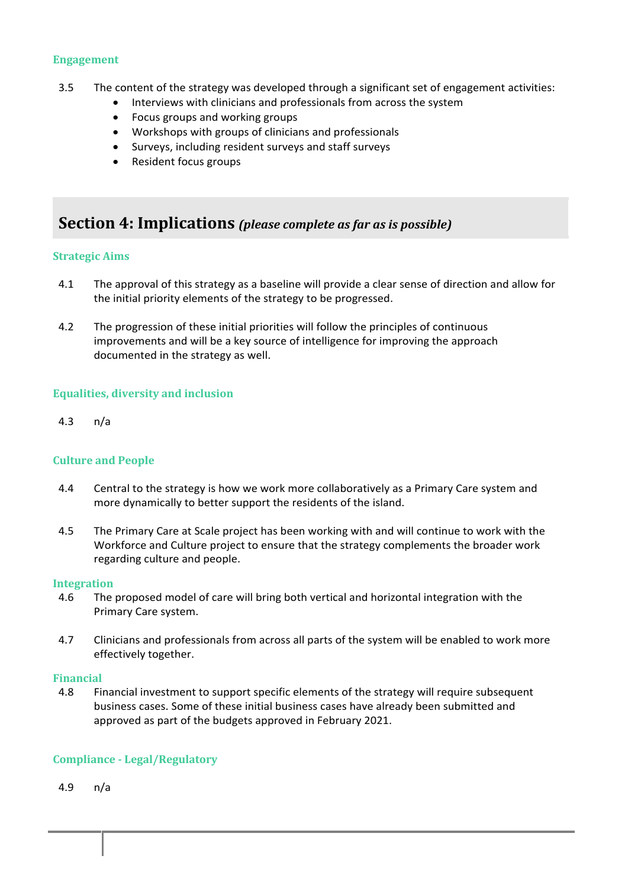### Engagement

3.5 The content of the strategy was developed through a significant set of engagement activities:

- Interviews with clinicians and professionals from across the system
- Focus groups and working groups
- Workshops with groups of clinicians and professionals
- Surveys, including resident surveys and staff surveys
- Resident focus groups

## Section 4: Implications *(please complete as far as is possible)*

### Strategic Aims

4.1 The approval of this strategy as a baseline will provide a clear sense of direction and allow for the initial priority elements of the strategy to be progressed.

4.2 The progression of these initial priorities will follow the principles of continuous improvements and will be a key source of intelligence for improving the approach documented in the strategy as well.

### Equalities, diversity and inclusion

4.3 n/a

### Culture and People

4.4 Central to the strategy is how we work more collaboratively as a Primary Care system and more dynamically to better support the residents of the island.

4.5 The Primary Care at Scale project has been working with and will continue to work with the Workforce and Culture project to ensure that the strategy complements the broader work regarding culture and people.

### Integration

4.6 The proposed model of care will bring both vertical and horizontal integration with the Primary Care system.

4.7 Clinicians and professionals from across all parts of the system will be enabled to work more effectively together.

### Financial

4.8 Financial investment to support specific elements of the strategy will require subsequent business cases. Some of these initial business cases have already been submitted and approved as part of the budgets approved in February 2021.

### Compliance - Legal/Regulatory

4.9 n/a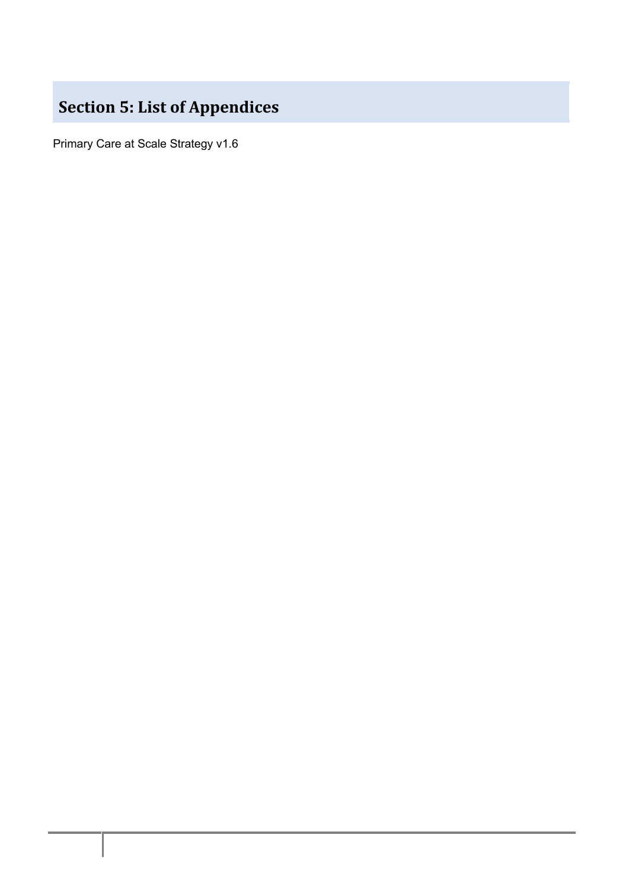## Section 5: List of Appendices

Primary Care at Scale Strategy v1.6